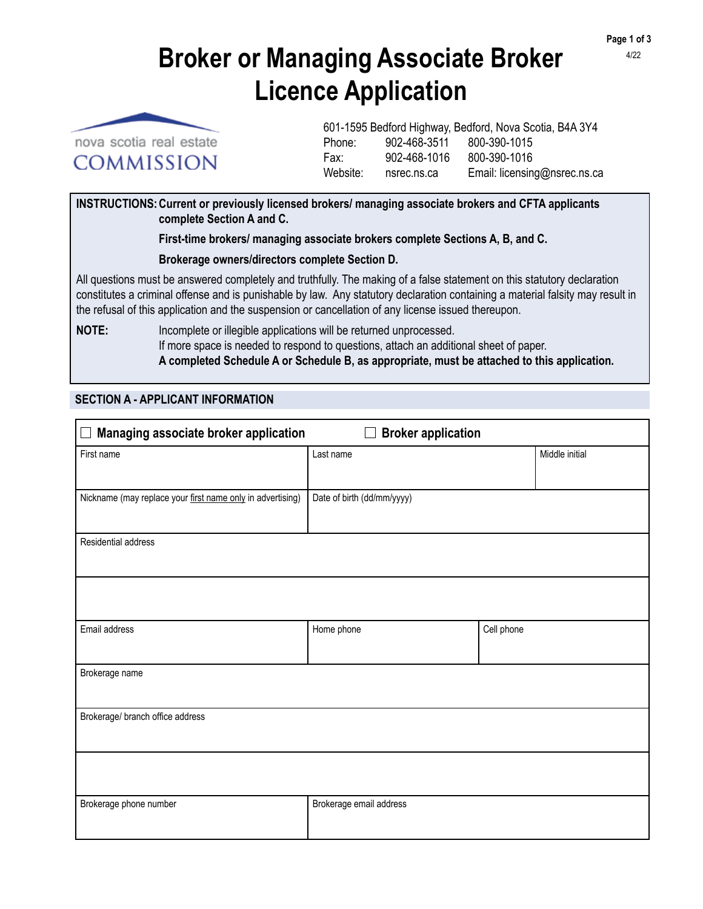# Broker or Managing Associate Broker Licence Application

4/22

nova scotia real estate COMMISSION

601-1595 Bedford Highway, Bedford, Nova Scotia, B4A 3Y4

| | | |
|---|---|---|
| Phone: | 902-468-3511 | 800-390-1015 |
| Fax: | 902-468-1016 | 800-390-1016 |
| Website: | nsrec.ns.ca | Email: licensing@nsrec.ns.ca |

**INSTRUCTIONS: Current or previously licensed brokers/ managing associate brokers and CFTA applicants complete Section A and C.**

**First-time brokers/ managing associate brokers complete Sections A, B, and C.**

**Brokerage owners/directors complete Section D.**

All questions must be answered completely and truthfully. The making of a false statement on this statutory declaration constitutes a criminal offense and is punishable by law. Any statutory declaration containing a material falsity may result in the refusal of this application and the suspension or cancellation of any license issued thereupon.

**NOTE:** Incomplete or illegible applications will be returned unprocessed.
If more space is needed to respond to questions, attach an additional sheet of paper.
**A completed Schedule A or Schedule B, as appropriate, must be attached to this application.**

## SECTION A - APPLICANT INFORMATION

☐ **Managing associate broker application** ☐ **Broker application**

| First name | Last name | | Middle initial |
|---|---|---|---|
| Nickname (may replace your first name only in advertising) | Date of birth (dd/mm/yyyy) | | |
| Residential address | | | |
| | | | |
| Email address | Home phone | Cell phone | |
| Brokerage name | | | |
| Brokerage/ branch office address | | | |
| | | | |
| Brokerage phone number | Brokerage email address | | |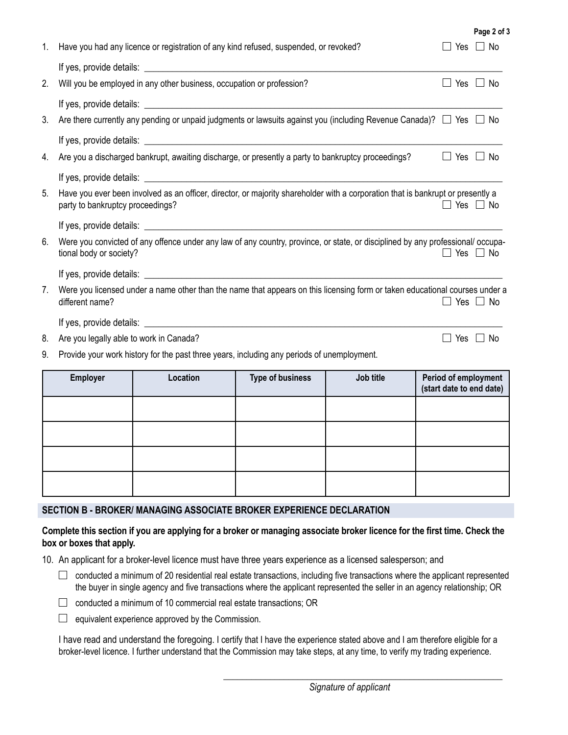1. Have you had any licence or registration of any kind refused, suspended, or revoked? ☐ Yes ☐ No

   If yes, provide details: ____________________

2. Will you be employed in any other business, occupation or profession? ☐ Yes ☐ No

   If yes, provide details: ____________________

3. Are there currently any pending or unpaid judgments or lawsuits against you (including Revenue Canada)? ☐ Yes ☐ No

   If yes, provide details: ____________________

4. Are you a discharged bankrupt, awaiting discharge, or presently a party to bankruptcy proceedings? ☐ Yes ☐ No

   If yes, provide details: ____________________

5. Have you ever been involved as an officer, director, or majority shareholder with a corporation that is bankrupt or presently a party to bankruptcy proceedings? ☐ Yes ☐ No

   If yes, provide details: ____________________

6. Were you convicted of any offence under any law of any country, province, or state, or disciplined by any professional/ occupational body or society? ☐ Yes ☐ No

   If yes, provide details: ____________________

7. Were you licensed under a name other than the name that appears on this licensing form or taken educational courses under a different name? ☐ Yes ☐ No

   If yes, provide details: ____________________

8. Are you legally able to work in Canada? ☐ Yes ☐ No

9. Provide your work history for the past three years, including any periods of unemployment.

| Employer | Location | Type of business | Job title | Period of employment (start date to end date) |
|---|---|---|---|---|
| | | | | |
| | | | | |
| | | | | |
| | | | | |

## SECTION B - BROKER/ MANAGING ASSOCIATE BROKER EXPERIENCE DECLARATION

**Complete this section if you are applying for a broker or managing associate broker licence for the first time. Check the box or boxes that apply.**

10. An applicant for a broker-level licence must have three years experience as a licensed salesperson; and

   ☐ conducted a minimum of 20 residential real estate transactions, including five transactions where the applicant represented the buyer in single agency and five transactions where the applicant represented the seller in an agency relationship; OR

   ☐ conducted a minimum of 10 commercial real estate transactions; OR

   ☐ equivalent experience approved by the Commission.

   I have read and understand the foregoing. I certify that I have the experience stated above and I am therefore eligible for a broker-level licence. I further understand that the Commission may take steps, at any time, to verify my trading experience.

____________________

*Signature of applicant*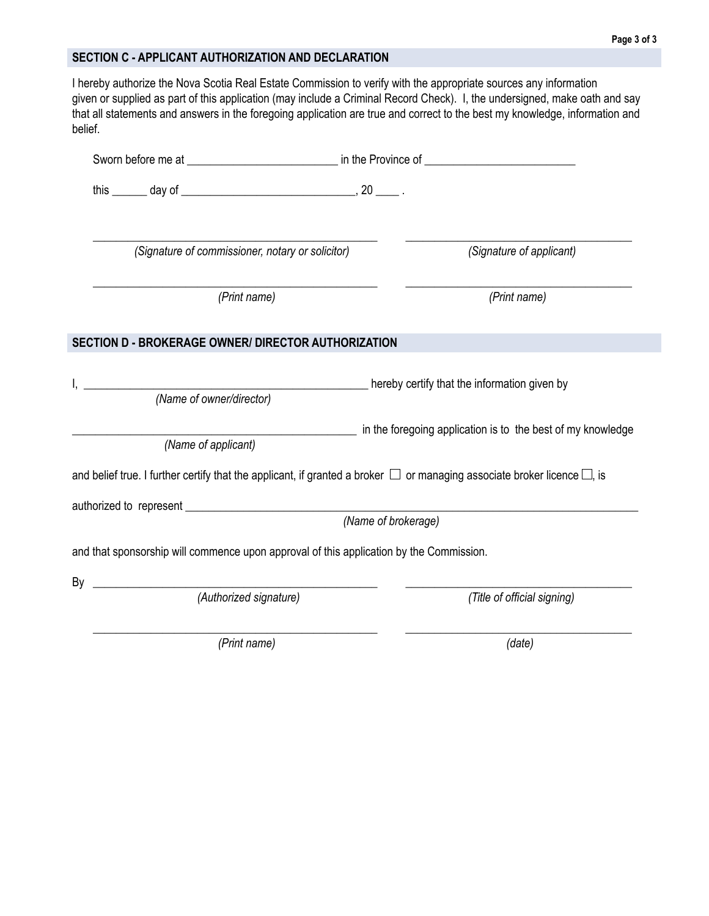## SECTION C - APPLICANT AUTHORIZATION AND DECLARATION

I hereby authorize the Nova Scotia Real Estate Commission to verify with the appropriate sources any information given or supplied as part of this application (may include a Criminal Record Check). I, the undersigned, make oath and say that all statements and answers in the foregoing application are true and correct to the best my knowledge, information and belief.

Sworn before me at _________________________ in the Province of _________________________

this ______ day of _____________________________, 20 ____ .

_______________________________________________ _____________________________________

*(Signature of commissioner, notary or solicitor)* *(Signature of applicant)*

_______________________________________________ _____________________________________

*(Print name)* *(Print name)*

## SECTION D - BROKERAGE OWNER/ DIRECTOR AUTHORIZATION

I, _______________________________________________ hereby certify that the information given by

*(Name of owner/director)*

_______________________________________________ in the foregoing application is to the best of my knowledge

*(Name of applicant)*

and belief true. I further certify that the applicant, if granted a broker ☐ or managing associate broker licence ☐, is

authorized to represent _____________________________________________________________________________

*(Name of brokerage)*

and that sponsorship will commence upon approval of this application by the Commission.

By _______________________________________________ _____________________________________

*(Authorized signature)* *(Title of official signing)*

_______________________________________________ _____________________________________

*(Print name)* *(date)*